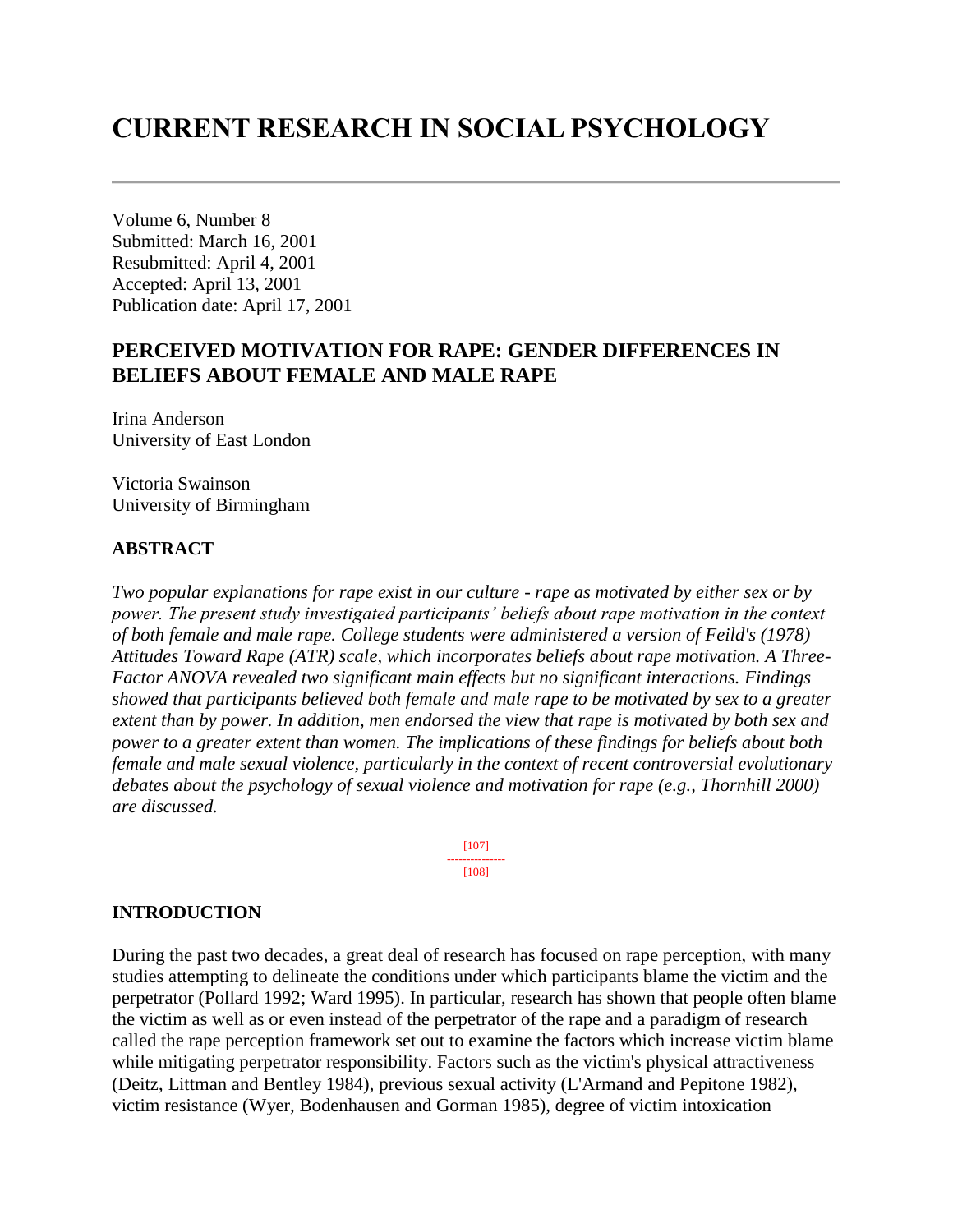# CURRENT RESEARCH IN SOCIAL PSYCHOLOGY

Volume 6, Number 8
Submitted: March 16, 2001
Resubmitted: April 4, 2001
Accepted: April 13, 2001
Publication date: April 17, 2001

## PERCEIVED MOTIVATION FOR RAPE: GENDER DIFFERENCES IN BELIEFS ABOUT FEMALE AND MALE RAPE

Irina Anderson
University of East London

Victoria Swainson
University of Birmingham

### ABSTRACT

*Two popular explanations for rape exist in our culture - rape as motivated by either sex or by power. The present study investigated participants' beliefs about rape motivation in the context of both female and male rape. College students were administered a version of Feild's (1978) Attitudes Toward Rape (ATR) scale, which incorporates beliefs about rape motivation. A Three-Factor ANOVA revealed two significant main effects but no significant interactions. Findings showed that participants believed both female and male rape to be motivated by sex to a greater extent than by power. In addition, men endorsed the view that rape is motivated by both sex and power to a greater extent than women. The implications of these findings for beliefs about both female and male sexual violence, particularly in the context of recent controversial evolutionary debates about the psychology of sexual violence and motivation for rape (e.g., Thornhill 2000) are discussed.*

### INTRODUCTION

During the past two decades, a great deal of research has focused on rape perception, with many studies attempting to delineate the conditions under which participants blame the victim and the perpetrator (Pollard 1992; Ward 1995). In particular, research has shown that people often blame the victim as well as or even instead of the perpetrator of the rape and a paradigm of research called the rape perception framework set out to examine the factors which increase victim blame while mitigating perpetrator responsibility. Factors such as the victim's physical attractiveness (Deitz, Littman and Bentley 1984), previous sexual activity (L'Armand and Pepitone 1982), victim resistance (Wyer, Bodenhausen and Gorman 1985), degree of victim intoxication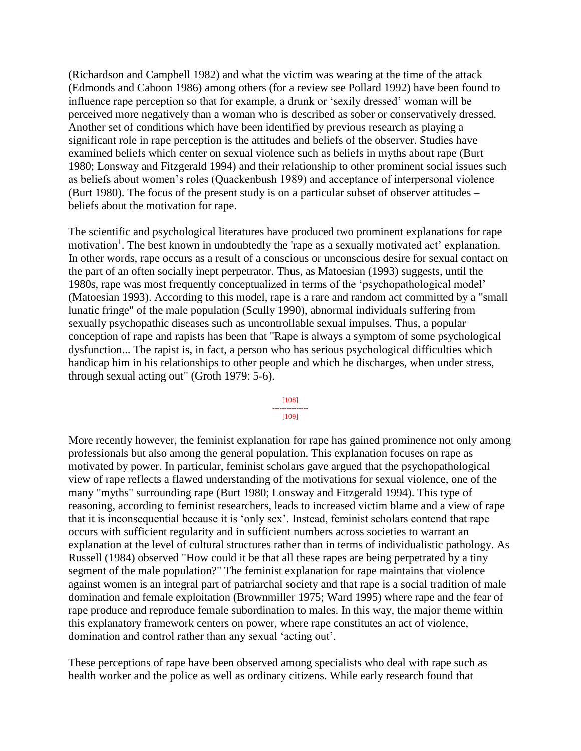(Richardson and Campbell 1982) and what the victim was wearing at the time of the attack (Edmonds and Cahoon 1986) among others (for a review see Pollard 1992) have been found to influence rape perception so that for example, a drunk or 'sexily dressed' woman will be perceived more negatively than a woman who is described as sober or conservatively dressed. Another set of conditions which have been identified by previous research as playing a significant role in rape perception is the attitudes and beliefs of the observer. Studies have examined beliefs which center on sexual violence such as beliefs in myths about rape (Burt 1980; Lonsway and Fitzgerald 1994) and their relationship to other prominent social issues such as beliefs about women's roles (Quackenbush 1989) and acceptance of interpersonal violence (Burt 1980). The focus of the present study is on a particular subset of observer attitudes – beliefs about the motivation for rape.

The scientific and psychological literatures have produced two prominent explanations for rape motivation[1]. The best known in undoubtedly the 'rape as a sexually motivated act' explanation. In other words, rape occurs as a result of a conscious or unconscious desire for sexual contact on the part of an often socially inept perpetrator. Thus, as Matoesian (1993) suggests, until the 1980s, rape was most frequently conceptualized in terms of the 'psychopathological model' (Matoesian 1993). According to this model, rape is a rare and random act committed by a "small lunatic fringe" of the male population (Scully 1990), abnormal individuals suffering from sexually psychopathic diseases such as uncontrollable sexual impulses. Thus, a popular conception of rape and rapists has been that "Rape is always a symptom of some psychological dysfunction... The rapist is, in fact, a person who has serious psychological difficulties which handicap him in his relationships to other people and which he discharges, when under stress, through sexual acting out" (Groth 1979: 5-6).

More recently however, the feminist explanation for rape has gained prominence not only among professionals but also among the general population. This explanation focuses on rape as motivated by power. In particular, feminist scholars gave argued that the psychopathological view of rape reflects a flawed understanding of the motivations for sexual violence, one of the many "myths" surrounding rape (Burt 1980; Lonsway and Fitzgerald 1994). This type of reasoning, according to feminist researchers, leads to increased victim blame and a view of rape that it is inconsequential because it is 'only sex'. Instead, feminist scholars contend that rape occurs with sufficient regularity and in sufficient numbers across societies to warrant an explanation at the level of cultural structures rather than in terms of individualistic pathology. As Russell (1984) observed "How could it be that all these rapes are being perpetrated by a tiny segment of the male population?" The feminist explanation for rape maintains that violence against women is an integral part of patriarchal society and that rape is a social tradition of male domination and female exploitation (Brownmiller 1975; Ward 1995) where rape and the fear of rape produce and reproduce female subordination to males. In this way, the major theme within this explanatory framework centers on power, where rape constitutes an act of violence, domination and control rather than any sexual 'acting out'.

These perceptions of rape have been observed among specialists who deal with rape such as health worker and the police as well as ordinary citizens. While early research found that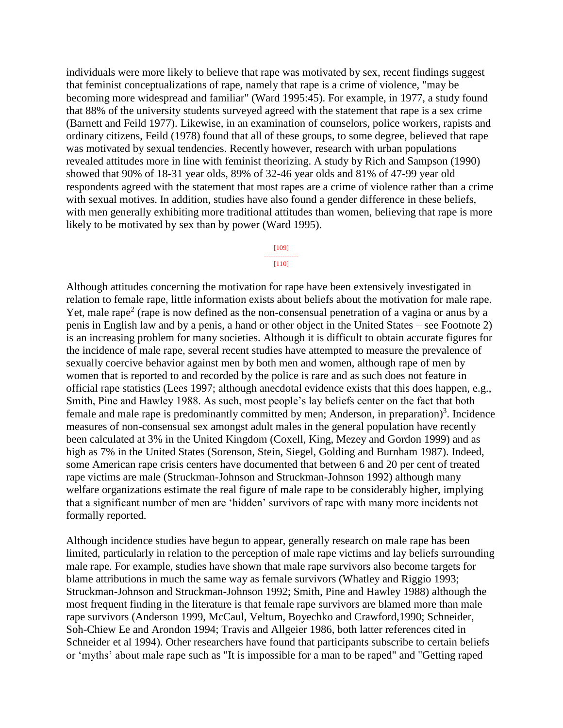individuals were more likely to believe that rape was motivated by sex, recent findings suggest that feminist conceptualizations of rape, namely that rape is a crime of violence, "may be becoming more widespread and familiar" (Ward 1995:45). For example, in 1977, a study found that 88% of the university students surveyed agreed with the statement that rape is a sex crime (Barnett and Feild 1977). Likewise, in an examination of counselors, police workers, rapists and ordinary citizens, Feild (1978) found that all of these groups, to some degree, believed that rape was motivated by sexual tendencies. Recently however, research with urban populations revealed attitudes more in line with feminist theorizing. A study by Rich and Sampson (1990) showed that 90% of 18-31 year olds, 89% of 32-46 year olds and 81% of 47-99 year old respondents agreed with the statement that most rapes are a crime of violence rather than a crime with sexual motives. In addition, studies have also found a gender difference in these beliefs, with men generally exhibiting more traditional attitudes than women, believing that rape is more likely to be motivated by sex than by power (Ward 1995).

Although attitudes concerning the motivation for rape have been extensively investigated in relation to female rape, little information exists about beliefs about the motivation for male rape. Yet, male rape[2] (rape is now defined as the non-consensual penetration of a vagina or anus by a penis in English law and by a penis, a hand or other object in the United States – see Footnote 2) is an increasing problem for many societies. Although it is difficult to obtain accurate figures for the incidence of male rape, several recent studies have attempted to measure the prevalence of sexually coercive behavior against men by both men and women, although rape of men by women that is reported to and recorded by the police is rare and as such does not feature in official rape statistics (Lees 1997; although anecdotal evidence exists that this does happen, e.g., Smith, Pine and Hawley 1988. As such, most people's lay beliefs center on the fact that both female and male rape is predominantly committed by men; Anderson, in preparation)[3]. Incidence measures of non-consensual sex amongst adult males in the general population have recently been calculated at 3% in the United Kingdom (Coxell, King, Mezey and Gordon 1999) and as high as 7% in the United States (Sorenson, Stein, Siegel, Golding and Burnham 1987). Indeed, some American rape crisis centers have documented that between 6 and 20 per cent of treated rape victims are male (Struckman-Johnson and Struckman-Johnson 1992) although many welfare organizations estimate the real figure of male rape to be considerably higher, implying that a significant number of men are 'hidden' survivors of rape with many more incidents not formally reported.

Although incidence studies have begun to appear, generally research on male rape has been limited, particularly in relation to the perception of male rape victims and lay beliefs surrounding male rape. For example, studies have shown that male rape survivors also become targets for blame attributions in much the same way as female survivors (Whatley and Riggio 1993; Struckman-Johnson and Struckman-Johnson 1992; Smith, Pine and Hawley 1988) although the most frequent finding in the literature is that female rape survivors are blamed more than male rape survivors (Anderson 1999, McCaul, Veltum, Boyechko and Crawford,1990; Schneider, Soh-Chiew Ee and Arondon 1994; Travis and Allgeier 1986, both latter references cited in Schneider et al 1994). Other researchers have found that participants subscribe to certain beliefs or 'myths' about male rape such as "It is impossible for a man to be raped" and "Getting raped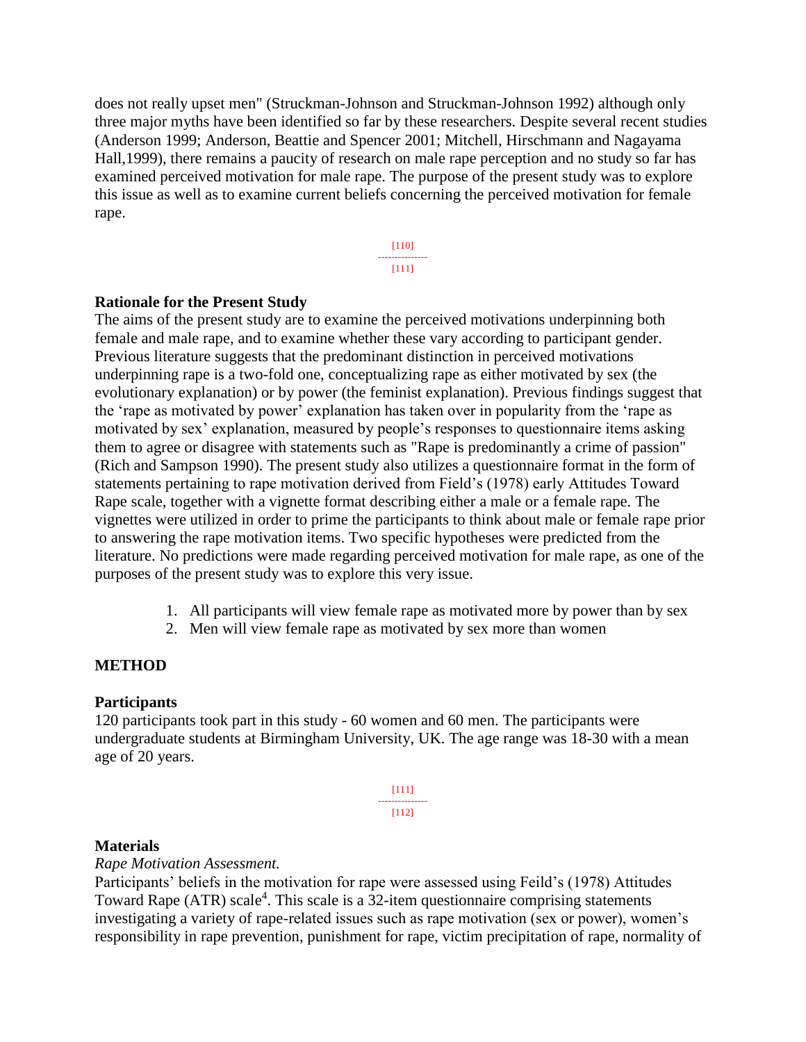does not really upset men" (Struckman-Johnson and Struckman-Johnson 1992) although only three major myths have been identified so far by these researchers. Despite several recent studies (Anderson 1999; Anderson, Beattie and Spencer 2001; Mitchell, Hirschmann and Nagayama Hall,1999), there remains a paucity of research on male rape perception and no study so far has examined perceived motivation for male rape. The purpose of the present study was to explore this issue as well as to examine current beliefs concerning the perceived motivation for female rape.

### Rationale for the Present Study

The aims of the present study are to examine the perceived motivations underpinning both female and male rape, and to examine whether these vary according to participant gender. Previous literature suggests that the predominant distinction in perceived motivations underpinning rape is a two-fold one, conceptualizing rape as either motivated by sex (the evolutionary explanation) or by power (the feminist explanation). Previous findings suggest that the 'rape as motivated by power' explanation has taken over in popularity from the 'rape as motivated by sex' explanation, measured by people's responses to questionnaire items asking them to agree or disagree with statements such as "Rape is predominantly a crime of passion" (Rich and Sampson 1990). The present study also utilizes a questionnaire format in the form of statements pertaining to rape motivation derived from Field's (1978) early Attitudes Toward Rape scale, together with a vignette format describing either a male or a female rape. The vignettes were utilized in order to prime the participants to think about male or female rape prior to answering the rape motivation items. Two specific hypotheses were predicted from the literature. No predictions were made regarding perceived motivation for male rape, as one of the purposes of the present study was to explore this very issue.

1. All participants will view female rape as motivated more by power than by sex
2. Men will view female rape as motivated by sex more than women

## METHOD

### Participants

120 participants took part in this study - 60 women and 60 men. The participants were undergraduate students at Birmingham University, UK. The age range was 18-30 with a mean age of 20 years.

### Materials

*Rape Motivation Assessment.*

Participants' beliefs in the motivation for rape were assessed using Feild's (1978) Attitudes Toward Rape (ATR) scale[4]. This scale is a 32-item questionnaire comprising statements investigating a variety of rape-related issues such as rape motivation (sex or power), women's responsibility in rape prevention, punishment for rape, victim precipitation of rape, normality of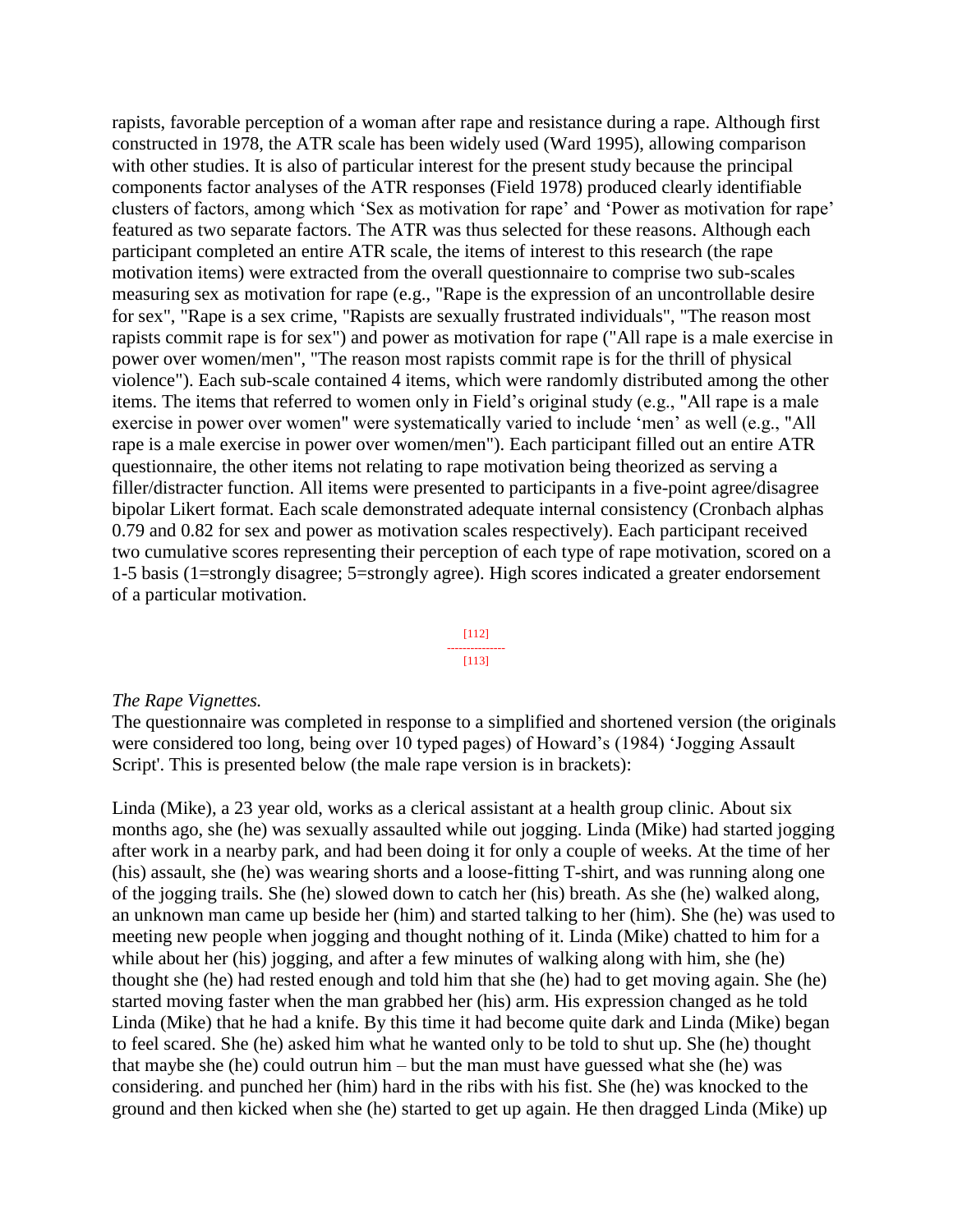rapists, favorable perception of a woman after rape and resistance during a rape. Although first constructed in 1978, the ATR scale has been widely used (Ward 1995), allowing comparison with other studies. It is also of particular interest for the present study because the principal components factor analyses of the ATR responses (Field 1978) produced clearly identifiable clusters of factors, among which 'Sex as motivation for rape' and 'Power as motivation for rape' featured as two separate factors. The ATR was thus selected for these reasons. Although each participant completed an entire ATR scale, the items of interest to this research (the rape motivation items) were extracted from the overall questionnaire to comprise two sub-scales measuring sex as motivation for rape (e.g., "Rape is the expression of an uncontrollable desire for sex", "Rape is a sex crime, "Rapists are sexually frustrated individuals", "The reason most rapists commit rape is for sex") and power as motivation for rape ("All rape is a male exercise in power over women/men", "The reason most rapists commit rape is for the thrill of physical violence"). Each sub-scale contained 4 items, which were randomly distributed among the other items. The items that referred to women only in Field's original study (e.g., "All rape is a male exercise in power over women" were systematically varied to include 'men' as well (e.g., "All rape is a male exercise in power over women/men"). Each participant filled out an entire ATR questionnaire, the other items not relating to rape motivation being theorized as serving a filler/distracter function. All items were presented to participants in a five-point agree/disagree bipolar Likert format. Each scale demonstrated adequate internal consistency (Cronbach alphas 0.79 and 0.82 for sex and power as motivation scales respectively). Each participant received two cumulative scores representing their perception of each type of rape motivation, scored on a 1-5 basis (1=strongly disagree; 5=strongly agree). High scores indicated a greater endorsement of a particular motivation.

*The Rape Vignettes.*

The questionnaire was completed in response to a simplified and shortened version (the originals were considered too long, being over 10 typed pages) of Howard's (1984) 'Jogging Assault Script'. This is presented below (the male rape version is in brackets):

Linda (Mike), a 23 year old, works as a clerical assistant at a health group clinic. About six months ago, she (he) was sexually assaulted while out jogging. Linda (Mike) had started jogging after work in a nearby park, and had been doing it for only a couple of weeks. At the time of her (his) assault, she (he) was wearing shorts and a loose-fitting T-shirt, and was running along one of the jogging trails. She (he) slowed down to catch her (his) breath. As she (he) walked along, an unknown man came up beside her (him) and started talking to her (him). She (he) was used to meeting new people when jogging and thought nothing of it. Linda (Mike) chatted to him for a while about her (his) jogging, and after a few minutes of walking along with him, she (he) thought she (he) had rested enough and told him that she (he) had to get moving again. She (he) started moving faster when the man grabbed her (his) arm. His expression changed as he told Linda (Mike) that he had a knife. By this time it had become quite dark and Linda (Mike) began to feel scared. She (he) asked him what he wanted only to be told to shut up. She (he) thought that maybe she (he) could outrun him – but the man must have guessed what she (he) was considering. and punched her (him) hard in the ribs with his fist. She (he) was knocked to the ground and then kicked when she (he) started to get up again. He then dragged Linda (Mike) up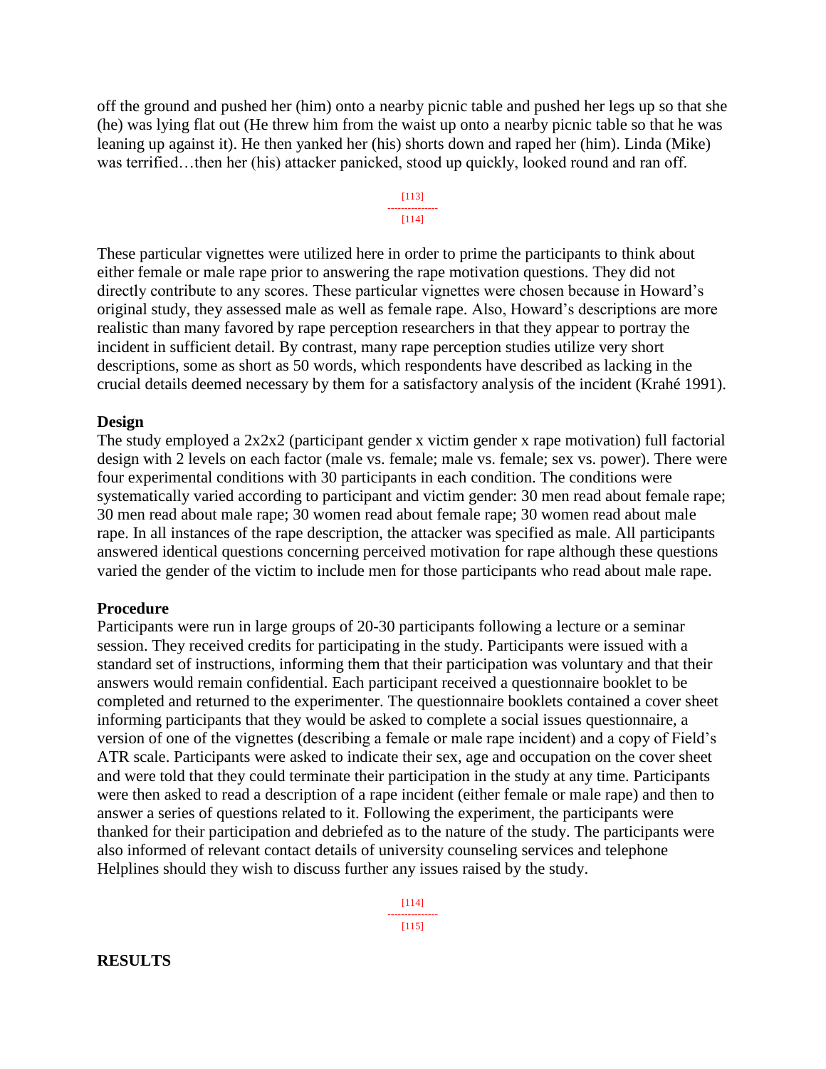off the ground and pushed her (him) onto a nearby picnic table and pushed her legs up so that she (he) was lying flat out (He threw him from the waist up onto a nearby picnic table so that he was leaning up against it). He then yanked her (his) shorts down and raped her (him). Linda (Mike) was terrified…then her (his) attacker panicked, stood up quickly, looked round and ran off.

These particular vignettes were utilized here in order to prime the participants to think about either female or male rape prior to answering the rape motivation questions. They did not directly contribute to any scores. These particular vignettes were chosen because in Howard's original study, they assessed male as well as female rape. Also, Howard's descriptions are more realistic than many favored by rape perception researchers in that they appear to portray the incident in sufficient detail. By contrast, many rape perception studies utilize very short descriptions, some as short as 50 words, which respondents have described as lacking in the crucial details deemed necessary by them for a satisfactory analysis of the incident (Krahé 1991).

**Design**

The study employed a 2x2x2 (participant gender x victim gender x rape motivation) full factorial design with 2 levels on each factor (male vs. female; male vs. female; sex vs. power). There were four experimental conditions with 30 participants in each condition. The conditions were systematically varied according to participant and victim gender: 30 men read about female rape; 30 men read about male rape; 30 women read about female rape; 30 women read about male rape. In all instances of the rape description, the attacker was specified as male. All participants answered identical questions concerning perceived motivation for rape although these questions varied the gender of the victim to include men for those participants who read about male rape.

**Procedure**

Participants were run in large groups of 20-30 participants following a lecture or a seminar session. They received credits for participating in the study. Participants were issued with a standard set of instructions, informing them that their participation was voluntary and that their answers would remain confidential. Each participant received a questionnaire booklet to be completed and returned to the experimenter. The questionnaire booklets contained a cover sheet informing participants that they would be asked to complete a social issues questionnaire, a version of one of the vignettes (describing a female or male rape incident) and a copy of Field's ATR scale. Participants were asked to indicate their sex, age and occupation on the cover sheet and were told that they could terminate their participation in the study at any time. Participants were then asked to read a description of a rape incident (either female or male rape) and then to answer a series of questions related to it. Following the experiment, the participants were thanked for their participation and debriefed as to the nature of the study. The participants were also informed of relevant contact details of university counseling services and telephone Helplines should they wish to discuss further any issues raised by the study.

**RESULTS**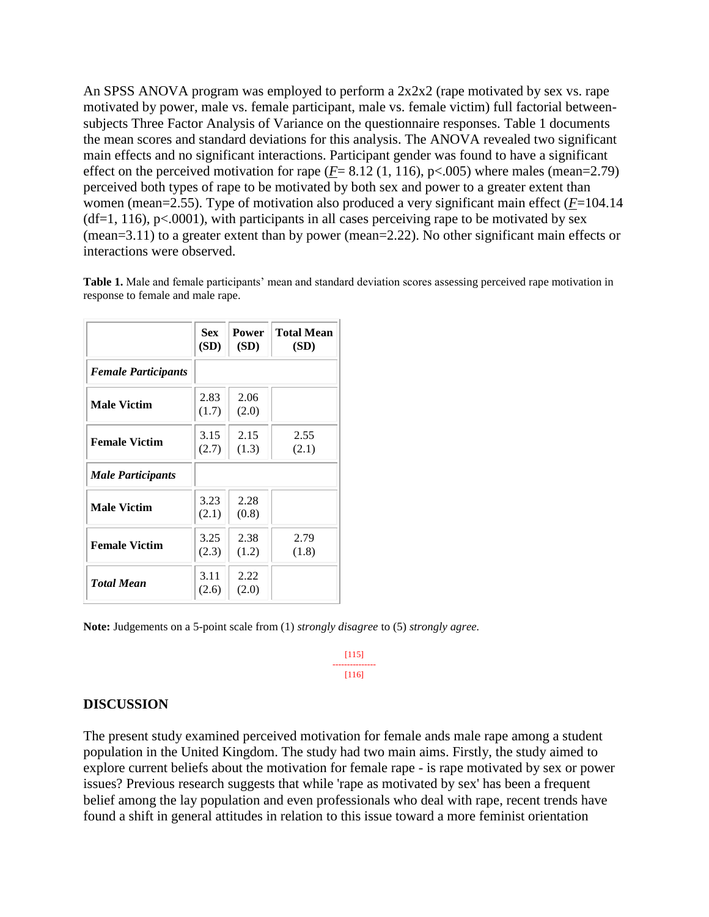An SPSS ANOVA program was employed to perform a 2x2x2 (rape motivated by sex vs. rape motivated by power, male vs. female participant, male vs. female victim) full factorial between-subjects Three Factor Analysis of Variance on the questionnaire responses. Table 1 documents the mean scores and standard deviations for this analysis. The ANOVA revealed two significant main effects and no significant interactions. Participant gender was found to have a significant effect on the perceived motivation for rape ($\underline{F}$= 8.12 (1, 116), p<.005) where males (mean=2.79) perceived both types of rape to be motivated by both sex and power to a greater extent than women (mean=2.55). Type of motivation also produced a very significant main effect ($\underline{F}$=104.14 (df=1, 116), p<.0001), with participants in all cases perceiving rape to be motivated by sex (mean=3.11) to a greater extent than by power (mean=2.22). No other significant main effects or interactions were observed.

**Table 1.** Male and female participants' mean and standard deviation scores assessing perceived rape motivation in response to female and male rape.

| | Sex (SD) | Power (SD) | Total Mean (SD) |
|---|---|---|---|
| ***Female Participants*** | | | |
| **Male Victim** | 2.83 (1.7) | 2.06 (2.0) | |
| **Female Victim** | 3.15 (2.7) | 2.15 (1.3) | 2.55 (2.1) |
| ***Male Participants*** | | | |
| **Male Victim** | 3.23 (2.1) | 2.28 (0.8) | |
| **Female Victim** | 3.25 (2.3) | 2.38 (1.2) | 2.79 (1.8) |
| ***Total Mean*** | 3.11 (2.6) | 2.22 (2.0) | |

**Note:** Judgements on a 5-point scale from (1) *strongly disagree* to (5) *strongly agree.*

## DISCUSSION

The present study examined perceived motivation for female ands male rape among a student population in the United Kingdom. The study had two main aims. Firstly, the study aimed to explore current beliefs about the motivation for female rape - is rape motivated by sex or power issues? Previous research suggests that while 'rape as motivated by sex' has been a frequent belief among the lay population and even professionals who deal with rape, recent trends have found a shift in general attitudes in relation to this issue toward a more feminist orientation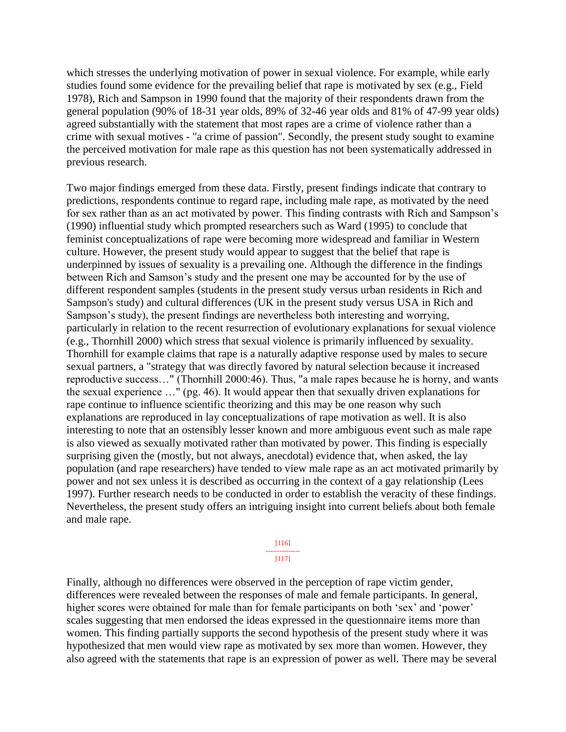which stresses the underlying motivation of power in sexual violence. For example, while early studies found some evidence for the prevailing belief that rape is motivated by sex (e.g., Field 1978), Rich and Sampson in 1990 found that the majority of their respondents drawn from the general population (90% of 18-31 year olds, 89% of 32-46 year olds and 81% of 47-99 year olds) agreed substantially with the statement that most rapes are a crime of violence rather than a crime with sexual motives - "a crime of passion". Secondly, the present study sought to examine the perceived motivation for male rape as this question has not been systematically addressed in previous research.

Two major findings emerged from these data. Firstly, present findings indicate that contrary to predictions, respondents continue to regard rape, including male rape, as motivated by the need for sex rather than as an act motivated by power. This finding contrasts with Rich and Sampson's (1990) influential study which prompted researchers such as Ward (1995) to conclude that feminist conceptualizations of rape were becoming more widespread and familiar in Western culture. However, the present study would appear to suggest that the belief that rape is underpinned by issues of sexuality is a prevailing one. Although the difference in the findings between Rich and Samson's study and the present one may be accounted for by the use of different respondent samples (students in the present study versus urban residents in Rich and Sampson's study) and cultural differences (UK in the present study versus USA in Rich and Sampson's study), the present findings are nevertheless both interesting and worrying, particularly in relation to the recent resurrection of evolutionary explanations for sexual violence (e.g., Thornhill 2000) which stress that sexual violence is primarily influenced by sexuality. Thornhill for example claims that rape is a naturally adaptive response used by males to secure sexual partners, a "strategy that was directly favored by natural selection because it increased reproductive success…" (Thornhill 2000:46). Thus, "a male rapes because he is horny, and wants the sexual experience …" (pg. 46). It would appear then that sexually driven explanations for rape continue to influence scientific theorizing and this may be one reason why such explanations are reproduced in lay conceptualizations of rape motivation as well. It is also interesting to note that an ostensibly lesser known and more ambiguous event such as male rape is also viewed as sexually motivated rather than motivated by power. This finding is especially surprising given the (mostly, but not always, anecdotal) evidence that, when asked, the lay population (and rape researchers) have tended to view male rape as an act motivated primarily by power and not sex unless it is described as occurring in the context of a gay relationship (Lees 1997). Further research needs to be conducted in order to establish the veracity of these findings. Nevertheless, the present study offers an intriguing insight into current beliefs about both female and male rape.

Finally, although no differences were observed in the perception of rape victim gender, differences were revealed between the responses of male and female participants. In general, higher scores were obtained for male than for female participants on both 'sex' and 'power' scales suggesting that men endorsed the ideas expressed in the questionnaire items more than women. This finding partially supports the second hypothesis of the present study where it was hypothesized that men would view rape as motivated by sex more than women. However, they also agreed with the statements that rape is an expression of power as well. There may be several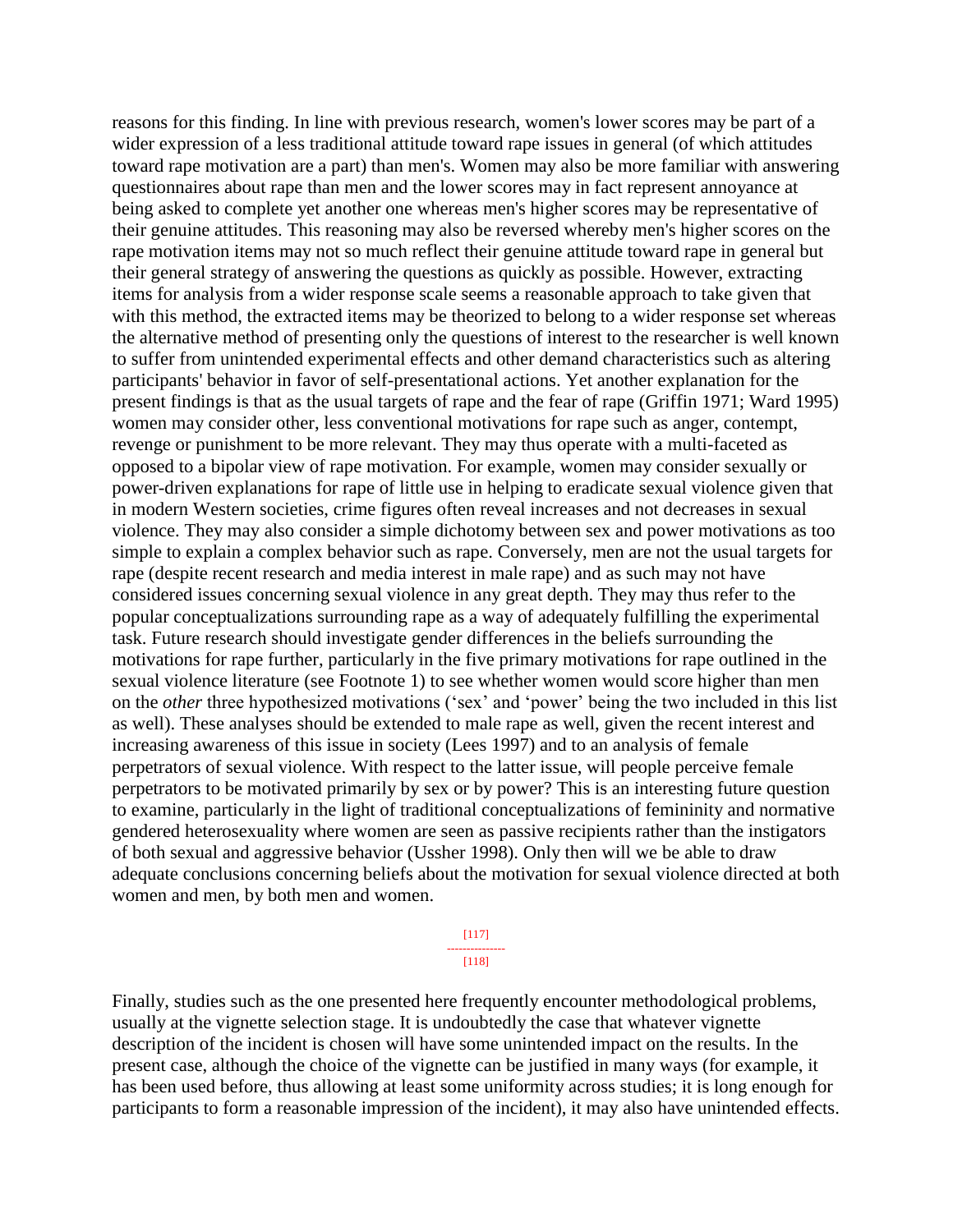reasons for this finding. In line with previous research, women's lower scores may be part of a wider expression of a less traditional attitude toward rape issues in general (of which attitudes toward rape motivation are a part) than men's. Women may also be more familiar with answering questionnaires about rape than men and the lower scores may in fact represent annoyance at being asked to complete yet another one whereas men's higher scores may be representative of their genuine attitudes. This reasoning may also be reversed whereby men's higher scores on the rape motivation items may not so much reflect their genuine attitude toward rape in general but their general strategy of answering the questions as quickly as possible. However, extracting items for analysis from a wider response scale seems a reasonable approach to take given that with this method, the extracted items may be theorized to belong to a wider response set whereas the alternative method of presenting only the questions of interest to the researcher is well known to suffer from unintended experimental effects and other demand characteristics such as altering participants' behavior in favor of self-presentational actions. Yet another explanation for the present findings is that as the usual targets of rape and the fear of rape (Griffin 1971; Ward 1995) women may consider other, less conventional motivations for rape such as anger, contempt, revenge or punishment to be more relevant. They may thus operate with a multi-faceted as opposed to a bipolar view of rape motivation. For example, women may consider sexually or power-driven explanations for rape of little use in helping to eradicate sexual violence given that in modern Western societies, crime figures often reveal increases and not decreases in sexual violence. They may also consider a simple dichotomy between sex and power motivations as too simple to explain a complex behavior such as rape. Conversely, men are not the usual targets for rape (despite recent research and media interest in male rape) and as such may not have considered issues concerning sexual violence in any great depth. They may thus refer to the popular conceptualizations surrounding rape as a way of adequately fulfilling the experimental task. Future research should investigate gender differences in the beliefs surrounding the motivations for rape further, particularly in the five primary motivations for rape outlined in the sexual violence literature (see Footnote 1) to see whether women would score higher than men on the *other* three hypothesized motivations ('sex' and 'power' being the two included in this list as well). These analyses should be extended to male rape as well, given the recent interest and increasing awareness of this issue in society (Lees 1997) and to an analysis of female perpetrators of sexual violence. With respect to the latter issue, will people perceive female perpetrators to be motivated primarily by sex or by power? This is an interesting future question to examine, particularly in the light of traditional conceptualizations of femininity and normative gendered heterosexuality where women are seen as passive recipients rather than the instigators of both sexual and aggressive behavior (Ussher 1998). Only then will we be able to draw adequate conclusions concerning beliefs about the motivation for sexual violence directed at both women and men, by both men and women.

Finally, studies such as the one presented here frequently encounter methodological problems, usually at the vignette selection stage. It is undoubtedly the case that whatever vignette description of the incident is chosen will have some unintended impact on the results. In the present case, although the choice of the vignette can be justified in many ways (for example, it has been used before, thus allowing at least some uniformity across studies; it is long enough for participants to form a reasonable impression of the incident), it may also have unintended effects.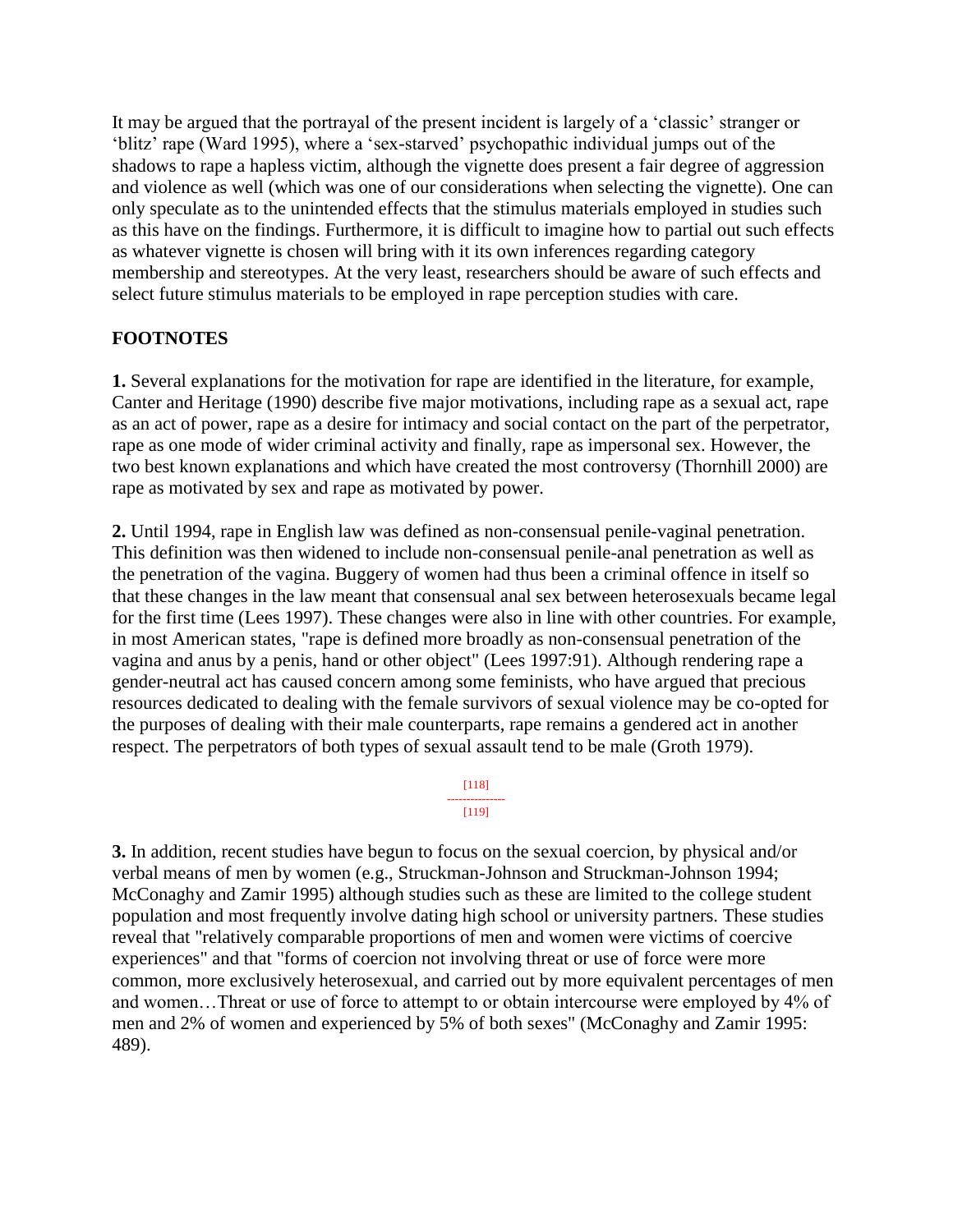It may be argued that the portrayal of the present incident is largely of a 'classic' stranger or 'blitz' rape (Ward 1995), where a 'sex-starved' psychopathic individual jumps out of the shadows to rape a hapless victim, although the vignette does present a fair degree of aggression and violence as well (which was one of our considerations when selecting the vignette). One can only speculate as to the unintended effects that the stimulus materials employed in studies such as this have on the findings. Furthermore, it is difficult to imagine how to partial out such effects as whatever vignette is chosen will bring with it its own inferences regarding category membership and stereotypes. At the very least, researchers should be aware of such effects and select future stimulus materials to be employed in rape perception studies with care.

## FOOTNOTES

**1.** Several explanations for the motivation for rape are identified in the literature, for example, Canter and Heritage (1990) describe five major motivations, including rape as a sexual act, rape as an act of power, rape as a desire for intimacy and social contact on the part of the perpetrator, rape as one mode of wider criminal activity and finally, rape as impersonal sex. However, the two best known explanations and which have created the most controversy (Thornhill 2000) are rape as motivated by sex and rape as motivated by power.

**2.** Until 1994, rape in English law was defined as non-consensual penile-vaginal penetration. This definition was then widened to include non-consensual penile-anal penetration as well as the penetration of the vagina. Buggery of women had thus been a criminal offence in itself so that these changes in the law meant that consensual anal sex between heterosexuals became legal for the first time (Lees 1997). These changes were also in line with other countries. For example, in most American states, "rape is defined more broadly as non-consensual penetration of the vagina and anus by a penis, hand or other object" (Lees 1997:91). Although rendering rape a gender-neutral act has caused concern among some feminists, who have argued that precious resources dedicated to dealing with the female survivors of sexual violence may be co-opted for the purposes of dealing with their male counterparts, rape remains a gendered act in another respect. The perpetrators of both types of sexual assault tend to be male (Groth 1979).

**3.** In addition, recent studies have begun to focus on the sexual coercion, by physical and/or verbal means of men by women (e.g., Struckman-Johnson and Struckman-Johnson 1994; McConaghy and Zamir 1995) although studies such as these are limited to the college student population and most frequently involve dating high school or university partners. These studies reveal that "relatively comparable proportions of men and women were victims of coercive experiences" and that "forms of coercion not involving threat or use of force were more common, more exclusively heterosexual, and carried out by more equivalent percentages of men and women…Threat or use of force to attempt to or obtain intercourse were employed by 4% of men and 2% of women and experienced by 5% of both sexes" (McConaghy and Zamir 1995: 489).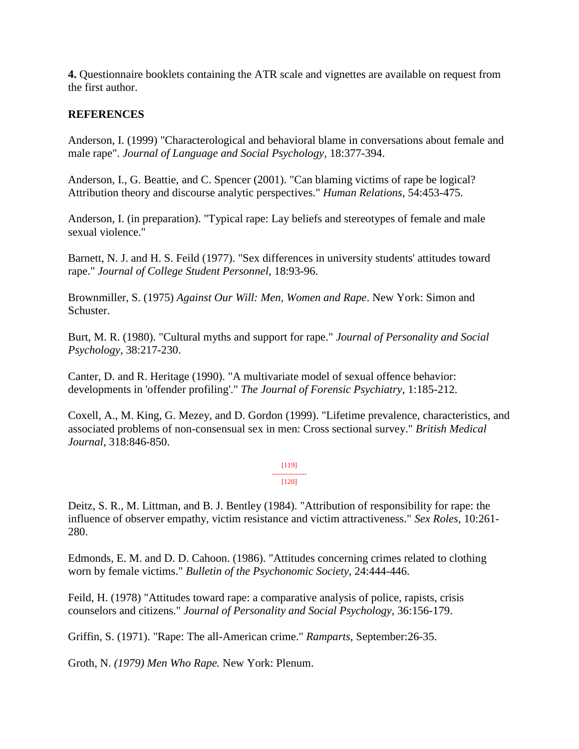**4.** Questionnaire booklets containing the ATR scale and vignettes are available on request from the first author.

**REFERENCES**

Anderson, I. (1999) "Characterological and behavioral blame in conversations about female and male rape". *Journal of Language and Social Psychology*, 18:377-394.

Anderson, I., G. Beattie, and C. Spencer (2001). "Can blaming victims of rape be logical? Attribution theory and discourse analytic perspectives." *Human Relations*, 54:453-475.

Anderson, I. (in preparation). "Typical rape: Lay beliefs and stereotypes of female and male sexual violence."

Barnett, N. J. and H. S. Feild (1977). "Sex differences in university students' attitudes toward rape." *Journal of College Student Personnel*, 18:93-96.

Brownmiller, S. (1975) *Against Our Will: Men, Women and Rape*. New York: Simon and Schuster.

Burt, M. R. (1980). "Cultural myths and support for rape." *Journal of Personality and Social Psychology*, 38:217-230.

Canter, D. and R. Heritage (1990). "A multivariate model of sexual offence behavior: developments in 'offender profiling'." *The Journal of Forensic Psychiatry*, 1:185-212.

Coxell, A., M. King, G. Mezey, and D. Gordon (1999). "Lifetime prevalence, characteristics, and associated problems of non-consensual sex in men: Cross sectional survey." *British Medical Journal*, 318:846-850.

Deitz, S. R., M. Littman, and B. J. Bentley (1984). "Attribution of responsibility for rape: the influence of observer empathy, victim resistance and victim attractiveness." *Sex Roles*, 10:261-280.

Edmonds, E. M. and D. D. Cahoon. (1986). "Attitudes concerning crimes related to clothing worn by female victims." *Bulletin of the Psychonomic Society*, 24:444-446.

Feild, H. (1978) "Attitudes toward rape: a comparative analysis of police, rapists, crisis counselors and citizens." *Journal of Personality and Social Psychology*, 36:156-179.

Griffin, S. (1971). "Rape: The all-American crime." *Ramparts*, September:26-35.

Groth, N. *(1979) Men Who Rape.* New York: Plenum.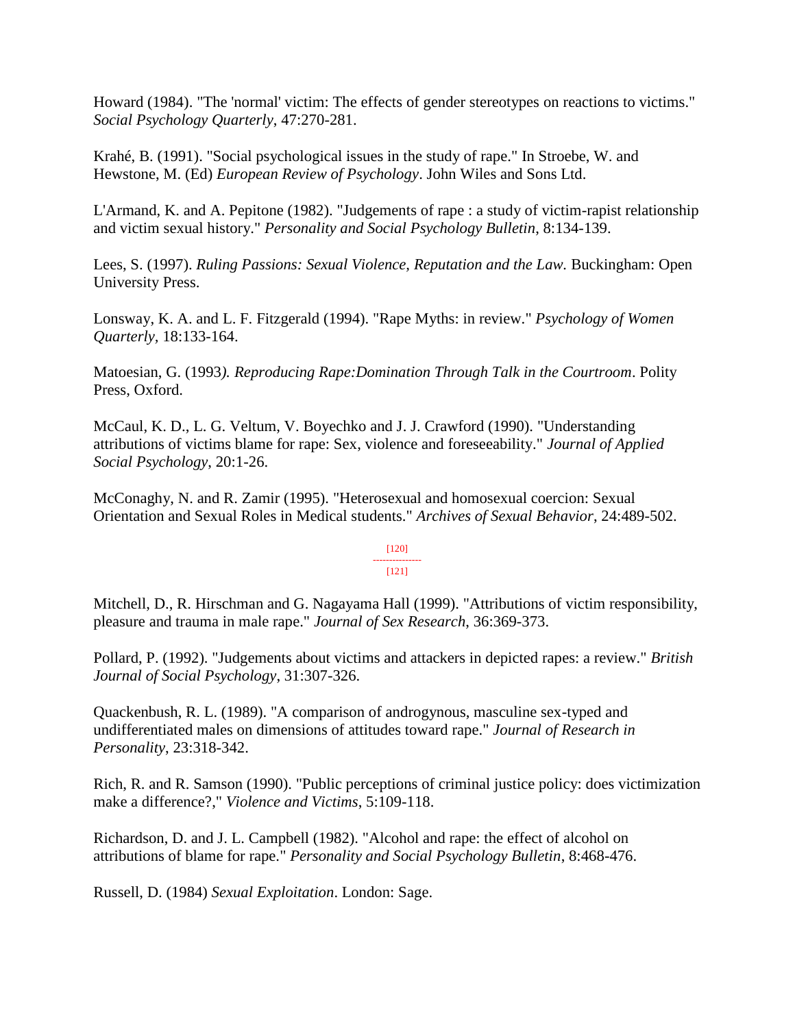Howard (1984). "The 'normal' victim: The effects of gender stereotypes on reactions to victims." *Social Psychology Quarterly*, 47:270-281.

Krahé, B. (1991). "Social psychological issues in the study of rape." In Stroebe, W. and Hewstone, M. (Ed) *European Review of Psychology*. John Wiles and Sons Ltd.

L'Armand, K. and A. Pepitone (1982). "Judgements of rape : a study of victim-rapist relationship and victim sexual history." *Personality and Social Psychology Bulletin*, 8:134-139.

Lees, S. (1997). *Ruling Passions: Sexual Violence, Reputation and the Law.* Buckingham: Open University Press.

Lonsway, K. A. and L. F. Fitzgerald (1994). "Rape Myths: in review." *Psychology of Women Quarterly*, 18:133-164.

Matoesian, G. (1993*). Reproducing Rape:Domination Through Talk in the Courtroom*. Polity Press, Oxford.

McCaul, K. D., L. G. Veltum, V. Boyechko and J. J. Crawford (1990). "Understanding attributions of victims blame for rape: Sex, violence and foreseeability." *Journal of Applied Social Psychology*, 20:1-26.

McConaghy, N. and R. Zamir (1995). "Heterosexual and homosexual coercion: Sexual Orientation and Sexual Roles in Medical students." *Archives of Sexual Behavior*, 24:489-502.

Mitchell, D., R. Hirschman and G. Nagayama Hall (1999). "Attributions of victim responsibility, pleasure and trauma in male rape." *Journal of Sex Research*, 36:369-373.

Pollard, P. (1992). "Judgements about victims and attackers in depicted rapes: a review." *British Journal of Social Psychology*, 31:307-326.

Quackenbush, R. L. (1989). "A comparison of androgynous, masculine sex-typed and undifferentiated males on dimensions of attitudes toward rape." *Journal of Research in Personality*, 23:318-342.

Rich, R. and R. Samson (1990). "Public perceptions of criminal justice policy: does victimization make a difference?," *Violence and Victims*, 5:109-118.

Richardson, D. and J. L. Campbell (1982). "Alcohol and rape: the effect of alcohol on attributions of blame for rape." *Personality and Social Psychology Bulletin*, 8:468-476.

Russell, D. (1984) *Sexual Exploitation*. London: Sage.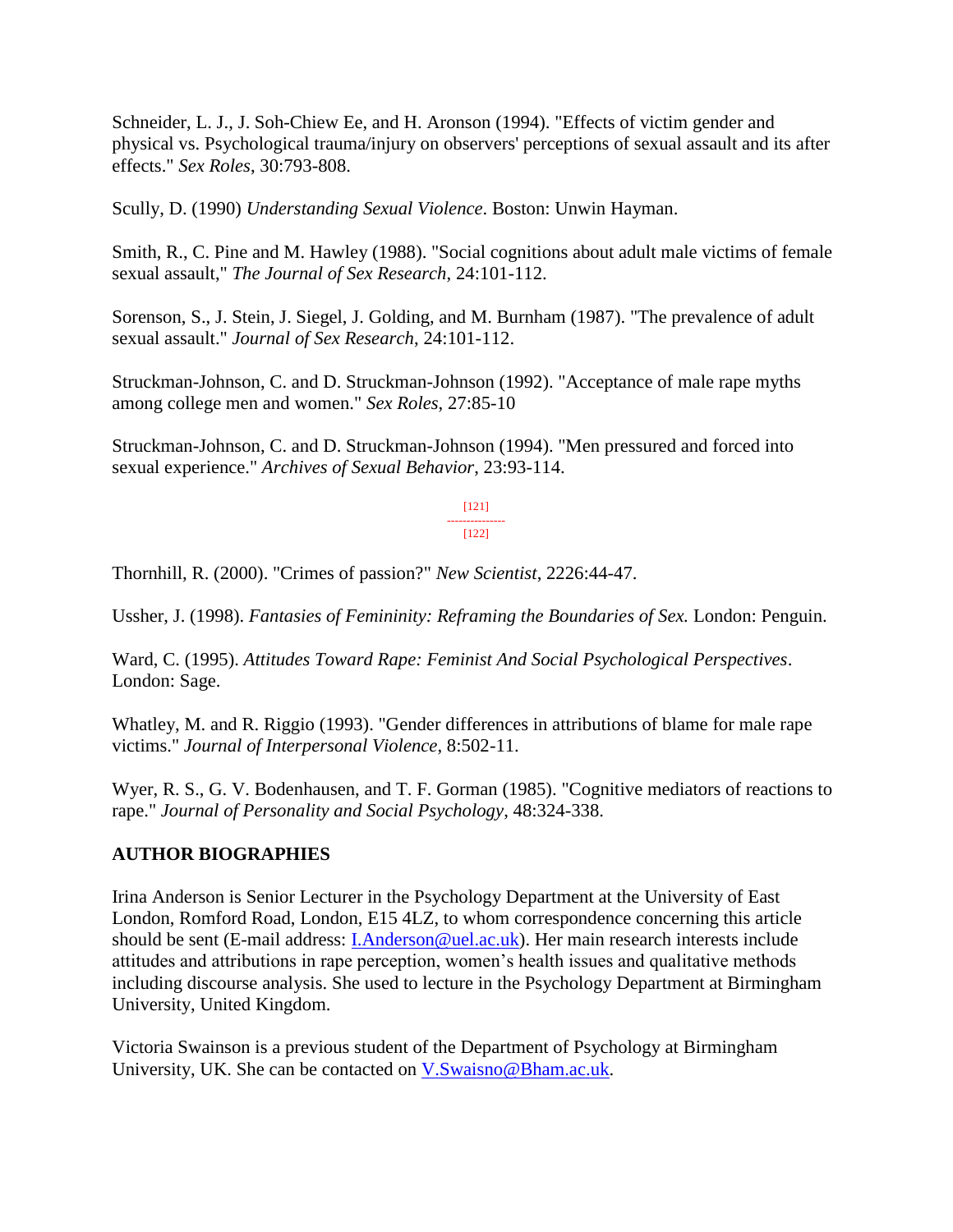Schneider, L. J., J. Soh-Chiew Ee, and H. Aronson (1994). "Effects of victim gender and physical vs. Psychological trauma/injury on observers' perceptions of sexual assault and its after effects." *Sex Roles*, 30:793-808.

Scully, D. (1990) *Understanding Sexual Violence*. Boston: Unwin Hayman.

Smith, R., C. Pine and M. Hawley (1988). "Social cognitions about adult male victims of female sexual assault," *The Journal of Sex Research*, 24:101-112.

Sorenson, S., J. Stein, J. Siegel, J. Golding, and M. Burnham (1987). "The prevalence of adult sexual assault." *Journal of Sex Research*, 24:101-112.

Struckman-Johnson, C. and D. Struckman-Johnson (1992). "Acceptance of male rape myths among college men and women." *Sex Roles*, 27:85-10

Struckman-Johnson, C. and D. Struckman-Johnson (1994). "Men pressured and forced into sexual experience." *Archives of Sexual Behavior*, 23:93-114.

Thornhill, R. (2000). "Crimes of passion?" *New Scientist*, 2226:44-47.

Ussher, J. (1998). *Fantasies of Femininity: Reframing the Boundaries of Sex.* London: Penguin.

Ward, C. (1995). *Attitudes Toward Rape: Feminist And Social Psychological Perspectives*. London: Sage.

Whatley, M. and R. Riggio (1993). "Gender differences in attributions of blame for male rape victims." *Journal of Interpersonal Violence*, 8:502-11.

Wyer, R. S., G. V. Bodenhausen, and T. F. Gorman (1985). "Cognitive mediators of reactions to rape." *Journal of Personality and Social Psychology*, 48:324-338.

## AUTHOR BIOGRAPHIES

Irina Anderson is Senior Lecturer in the Psychology Department at the University of East London, Romford Road, London, E15 4LZ, to whom correspondence concerning this article should be sent (E-mail address: I.Anderson@uel.ac.uk). Her main research interests include attitudes and attributions in rape perception, women's health issues and qualitative methods including discourse analysis. She used to lecture in the Psychology Department at Birmingham University, United Kingdom.

Victoria Swainson is a previous student of the Department of Psychology at Birmingham University, UK. She can be contacted on V.Swaisno@Bham.ac.uk.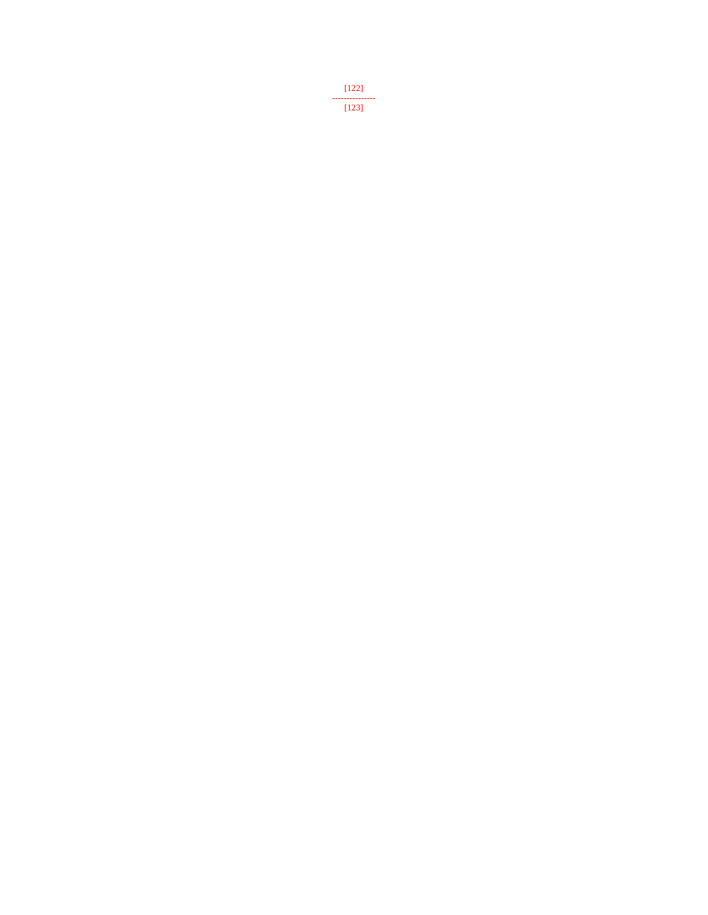[122]

---------------

[123]